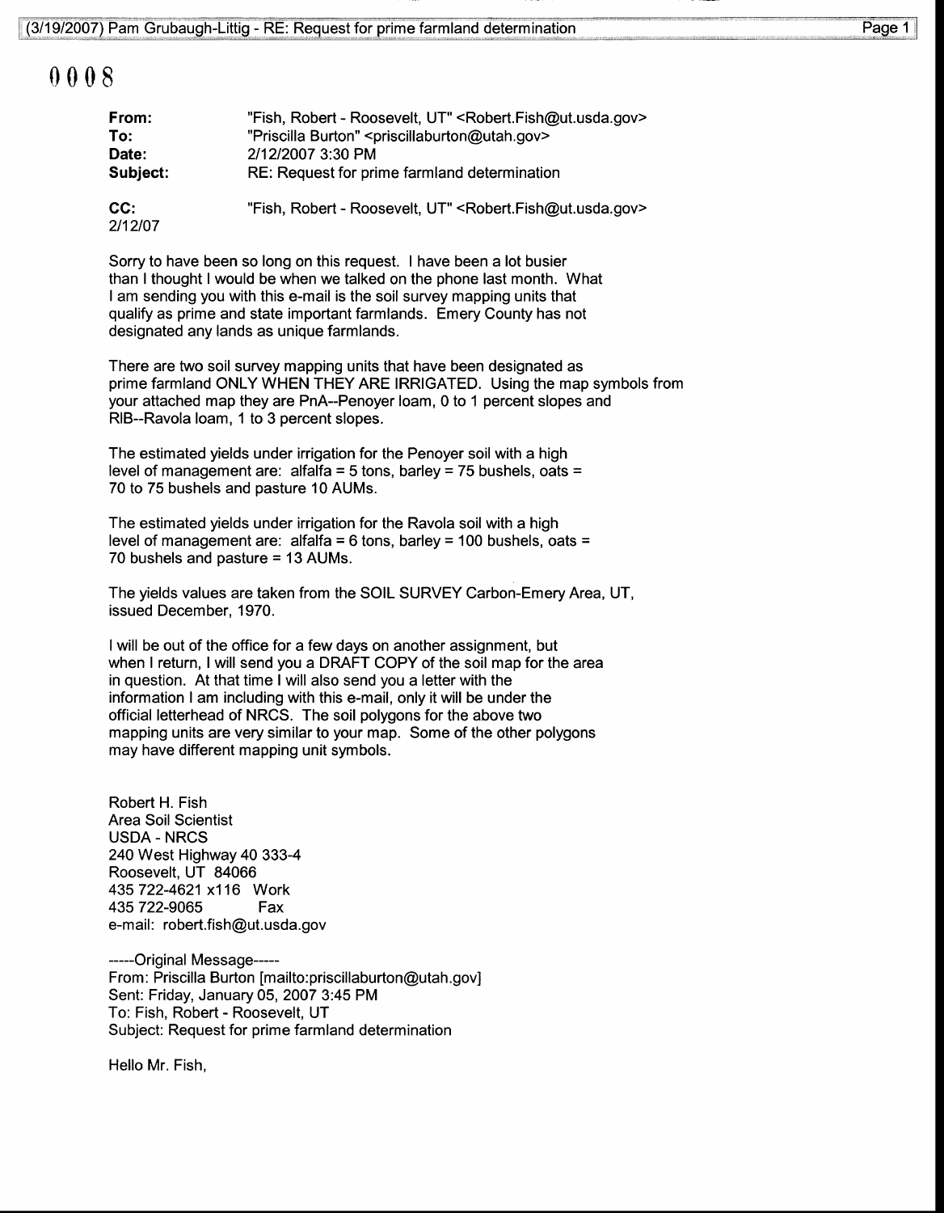0008

**From:** "Fish, Robert - Roosevelt, UT" <Robert.Fish@ut.usda.gov>
**To:** "Priscilla Burton" <priscillaburton@utah.gov>
**Date:** 2/12/2007 3:30 PM
**Subject:** RE: Request for prime farmland determination

**CC:** "Fish, Robert - Roosevelt, UT" <Robert.Fish@ut.usda.gov>
2/12/07

Sorry to have been so long on this request. I have been a lot busier than I thought I would be when we talked on the phone last month. What I am sending you with this e-mail is the soil survey mapping units that qualify as prime and state important farmlands. Emery County has not designated any lands as unique farmlands.

There are two soil survey mapping units that have been designated as prime farmland ONLY WHEN THEY ARE IRRIGATED. Using the map symbols from your attached map they are PnA--Penoyer loam, 0 to 1 percent slopes and RlB--Ravola loam, 1 to 3 percent slopes.

The estimated yields under irrigation for the Penoyer soil with a high level of management are: alfalfa = 5 tons, barley = 75 bushels, oats = 70 to 75 bushels and pasture 10 AUMs.

The estimated yields under irrigation for the Ravola soil with a high level of management are: alfalfa = 6 tons, barley = 100 bushels, oats = 70 bushels and pasture = 13 AUMs.

The yields values are taken from the SOIL SURVEY Carbon-Emery Area, UT, issued December, 1970.

I will be out of the office for a few days on another assignment, but when I return, I will send you a DRAFT COPY of the soil map for the area in question. At that time I will also send you a letter with the information I am including with this e-mail, only it will be under the official letterhead of NRCS. The soil polygons for the above two mapping units are very similar to your map. Some of the other polygons may have different mapping unit symbols.

Robert H. Fish
Area Soil Scientist
USDA - NRCS
240 West Highway 40 333-4
Roosevelt, UT 84066
435 722-4621 x116 Work
435 722-9065 Fax
e-mail: robert.fish@ut.usda.gov

-----Original Message-----
From: Priscilla Burton [mailto:priscillaburton@utah.gov]
Sent: Friday, January 05, 2007 3:45 PM
To: Fish, Robert - Roosevelt, UT
Subject: Request for prime farmland determination

Hello Mr. Fish,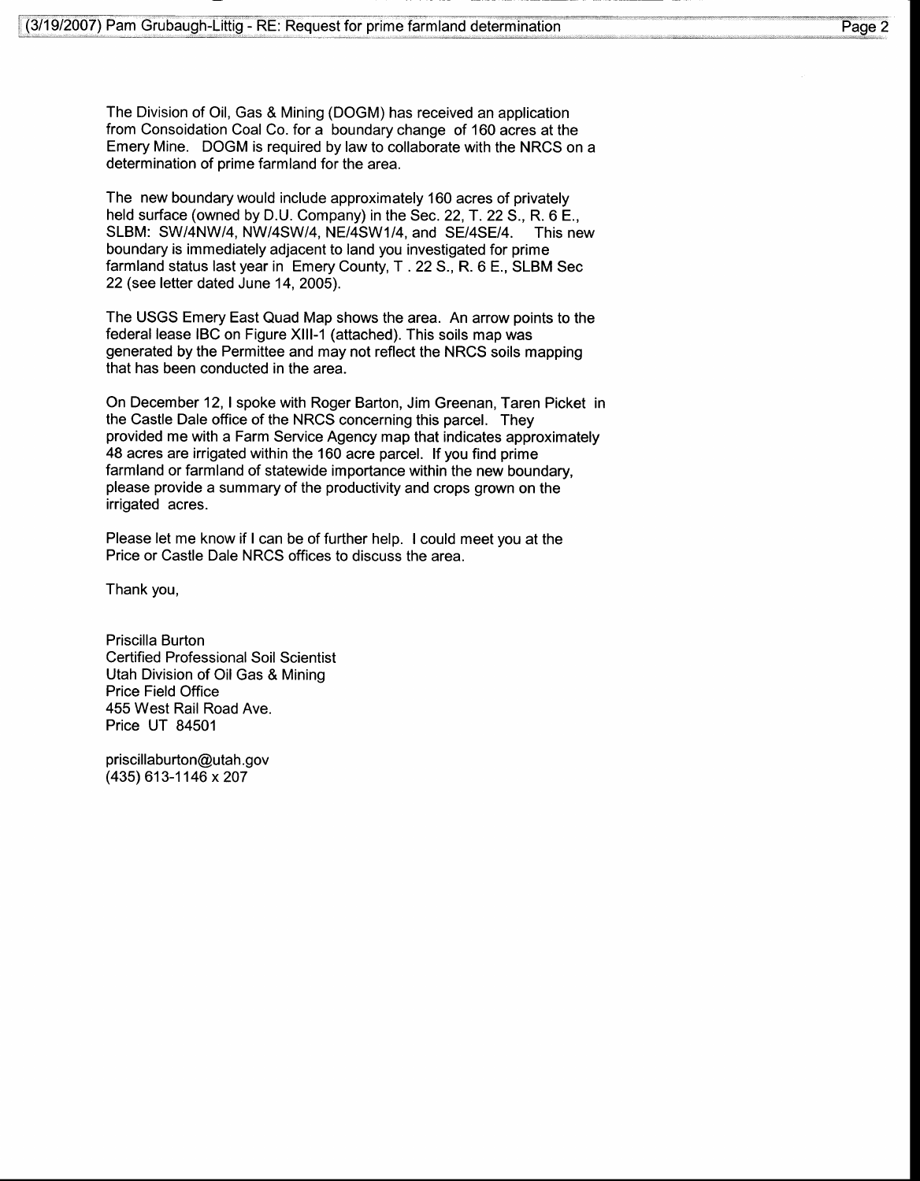The Division of Oil, Gas & Mining (DOGM) has received an application from Consoidation Coal Co. for a boundary change of 160 acres at the Emery Mine. DOGM is required by law to collaborate with the NRCS on a determination of prime farmland for the area.

The new boundary would include approximately 160 acres of privately held surface (owned by D.U. Company) in the Sec. 22, T. 22 S., R. 6 E., SLBM: SW/4NW/4, NW/4SW/4, NE/4SW1/4, and SE/4SE/4. This new boundary is immediately adjacent to land you investigated for prime farmland status last year in Emery County, T . 22 S., R. 6 E., SLBM Sec 22 (see letter dated June 14, 2005).

The USGS Emery East Quad Map shows the area. An arrow points to the federal lease IBC on Figure XIII-1 (attached). This soils map was generated by the Permittee and may not reflect the NRCS soils mapping that has been conducted in the area.

On December 12, I spoke with Roger Barton, Jim Greenan, Taren Picket in the Castle Dale office of the NRCS concerning this parcel. They provided me with a Farm Service Agency map that indicates approximately 48 acres are irrigated within the 160 acre parcel. If you find prime farmland or farmland of statewide importance within the new boundary, please provide a summary of the productivity and crops grown on the irrigated acres.

Please let me know if I can be of further help. I could meet you at the Price or Castle Dale NRCS offices to discuss the area.

Thank you,

Priscilla Burton
Certified Professional Soil Scientist
Utah Division of Oil Gas & Mining
Price Field Office
455 West Rail Road Ave.
Price UT 84501

priscillaburton@utah.gov
(435) 613-1146 x 207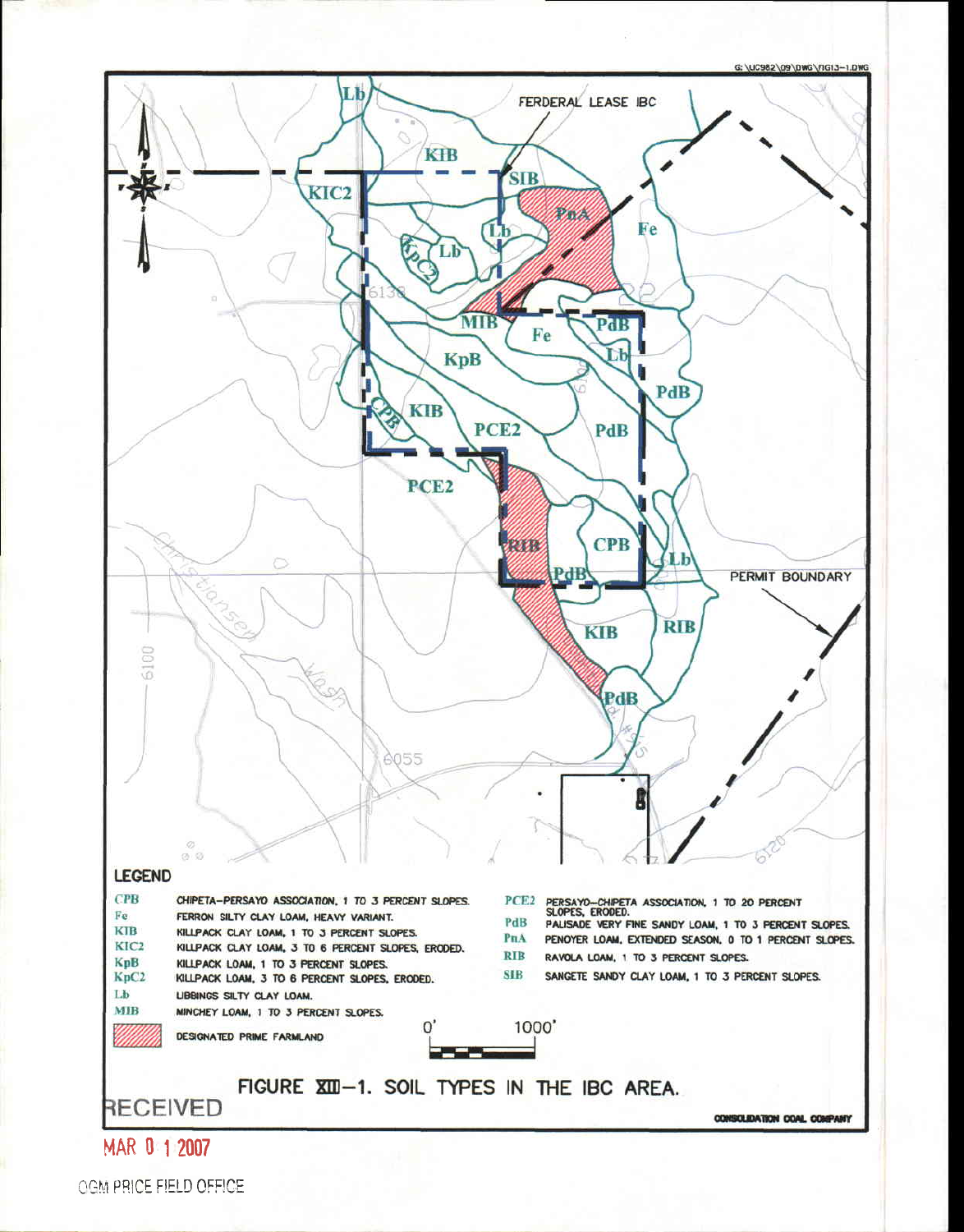G:\UC982\09\DWG\FIG13-1.DWG

FERDERAL LEASE IBC

PERMIT BOUNDARY

**LEGEND**

| Symbol | Description |
|---|---|
| CPB | CHIPETA-PERSAYO ASSOCIATION, 1 TO 3 PERCENT SLOPES. |
| Fe | FERRON SILTY CLAY LOAM, HEAVY VARIANT. |
| KIB | KILLPACK CLAY LOAM, 1 TO 3 PERCENT SLOPES. |
| KIC2 | KILLPACK CLAY LOAM, 3 TO 6 PERCENT SLOPES, ERODED. |
| KpB | KILLPACK LOAM, 1 TO 3 PERCENT SLOPES. |
| KpC2 | KILLPACK LOAM, 3 TO 6 PERCENT SLOPES, ERODED. |
| Lb | LIBBINGS SILTY CLAY LOAM. |
| MIB | MINCHEY LOAM, 1 TO 3 PERCENT SLOPES. |
| PCE2 | PERSAYO-CHIPETA ASSOCIATION, 1 TO 20 PERCENT SLOPES, ERODED. |
| PdB | PALISADE VERY FINE SANDY LOAM, 1 TO 3 PERCENT SLOPES. |
| PnA | PENOYER LOAM, EXTENDED SEASON, 0 TO 1 PERCENT SLOPES. |
| RIB | RAVOLA LOAM, 1 TO 3 PERCENT SLOPES. |
| SIB | SANGETE SANDY CLAY LOAM, 1 TO 3 PERCENT SLOPES. |
| (hatched) | DESIGNATED PRIME FARMLAND |

0' 1000'

FIGURE XIII-1. SOIL TYPES IN THE IBC AREA.

CONSOLIDATION COAL COMPANY

RECEIVED

MAR 0 1 2007

OGM PRICE FIELD OFFICE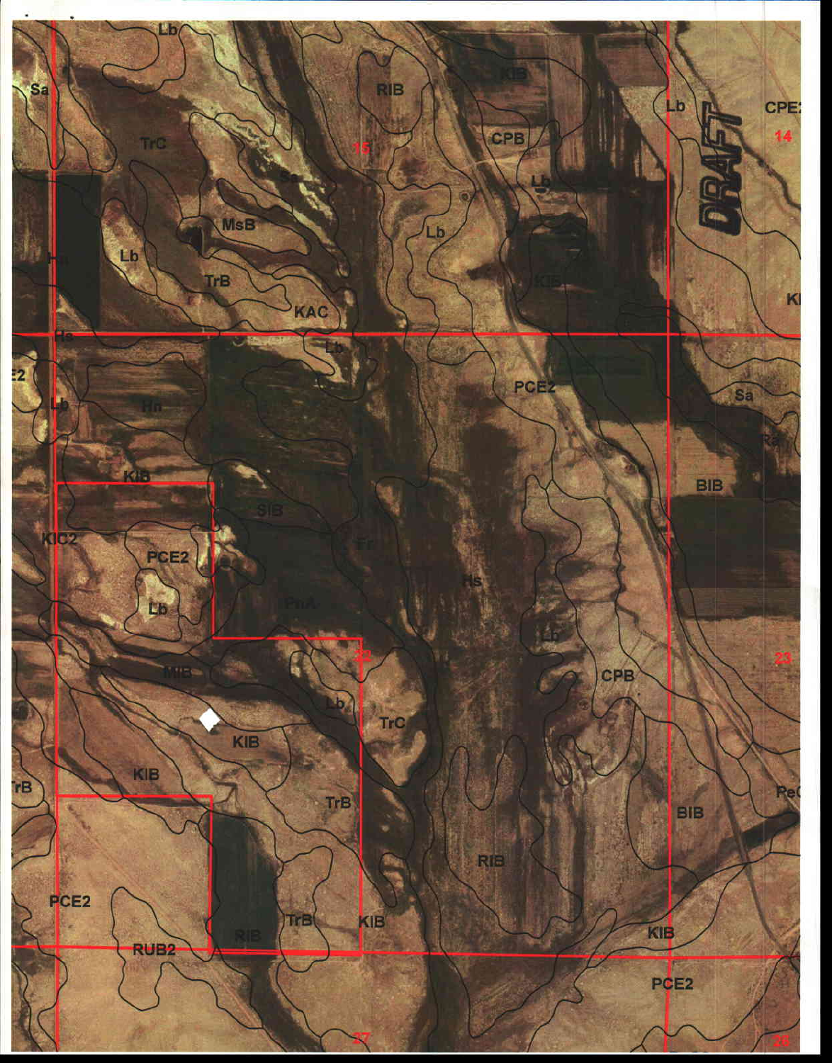DRAFT

Lb
Sa
TrC
RIB
KIB
CPB
Lb
CPE2
14
15
Sa
Lb
MsB
Lb
Lb
KIB
TrB
KAC
Hs
Lb
PCE2
Sa
E2
Lb
Hn
Ra
KIB
BIB
SIB
KIC2
Tr
PCE2
Hs
PnA
Lb
Lb
CPB
22
23
MIB
Lb
TrC
KIB
KIB
TrB
TrB
BIB
Pe
RIB
PCE2
TrB
KIB
RIB
KIB
RUB2
PCE2
27
26